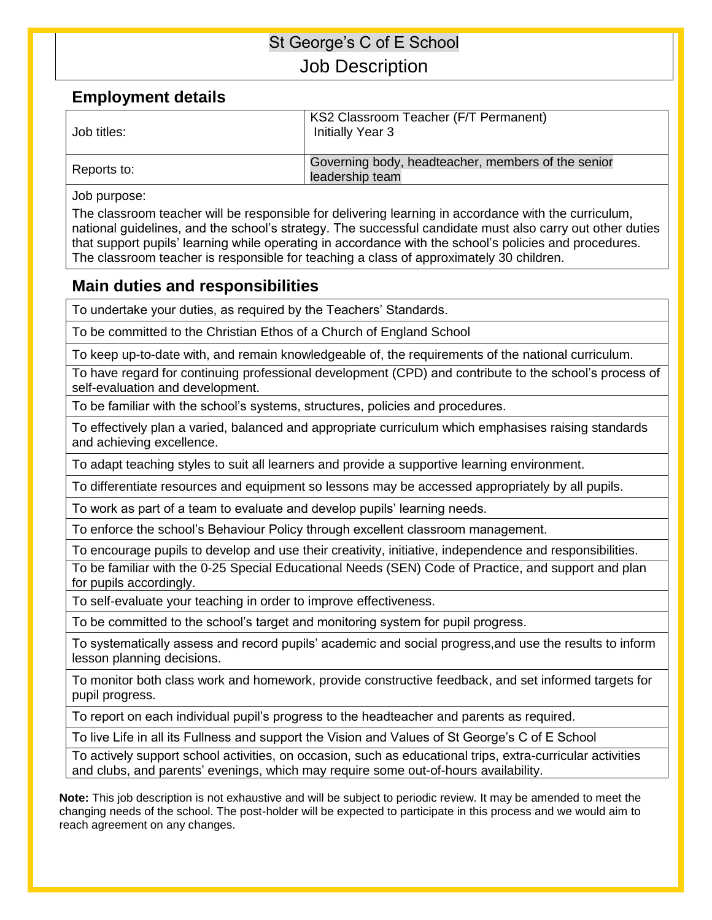# St George's C of E School

# Job Description

## Employment details

| | |
|---|---|
| Job titles: | KS2 Classroom Teacher (F/T Permanent)<br>Initially Year 3 |
| Reports to: | Governing body, headteacher, members of the senior leadership team |

Job purpose:

The classroom teacher will be responsible for delivering learning in accordance with the curriculum, national guidelines, and the school's strategy. The successful candidate must also carry out other duties that support pupils' learning while operating in accordance with the school's policies and procedures. The classroom teacher is responsible for teaching a class of approximately 30 children.

## Main duties and responsibilities

- To undertake your duties, as required by the Teachers' Standards.
- To be committed to the Christian Ethos of a Church of England School
- To keep up-to-date with, and remain knowledgeable of, the requirements of the national curriculum.
- To have regard for continuing professional development (CPD) and contribute to the school's process of self-evaluation and development.
- To be familiar with the school's systems, structures, policies and procedures.
- To effectively plan a varied, balanced and appropriate curriculum which emphasises raising standards and achieving excellence.
- To adapt teaching styles to suit all learners and provide a supportive learning environment.
- To differentiate resources and equipment so lessons may be accessed appropriately by all pupils.
- To work as part of a team to evaluate and develop pupils' learning needs.
- To enforce the school's Behaviour Policy through excellent classroom management.
- To encourage pupils to develop and use their creativity, initiative, independence and responsibilities.
- To be familiar with the 0-25 Special Educational Needs (SEN) Code of Practice, and support and plan for pupils accordingly.
- To self-evaluate your teaching in order to improve effectiveness.
- To be committed to the school's target and monitoring system for pupil progress.
- To systematically assess and record pupils' academic and social progress,and use the results to inform lesson planning decisions.
- To monitor both class work and homework, provide constructive feedback, and set informed targets for pupil progress.
- To report on each individual pupil's progress to the headteacher and parents as required.
- To live Life in all its Fullness and support the Vision and Values of St George's C of E School
- To actively support school activities, on occasion, such as educational trips, extra-curricular activities and clubs, and parents' evenings, which may require some out-of-hours availability.

**Note:** This job description is not exhaustive and will be subject to periodic review. It may be amended to meet the changing needs of the school. The post-holder will be expected to participate in this process and we would aim to reach agreement on any changes.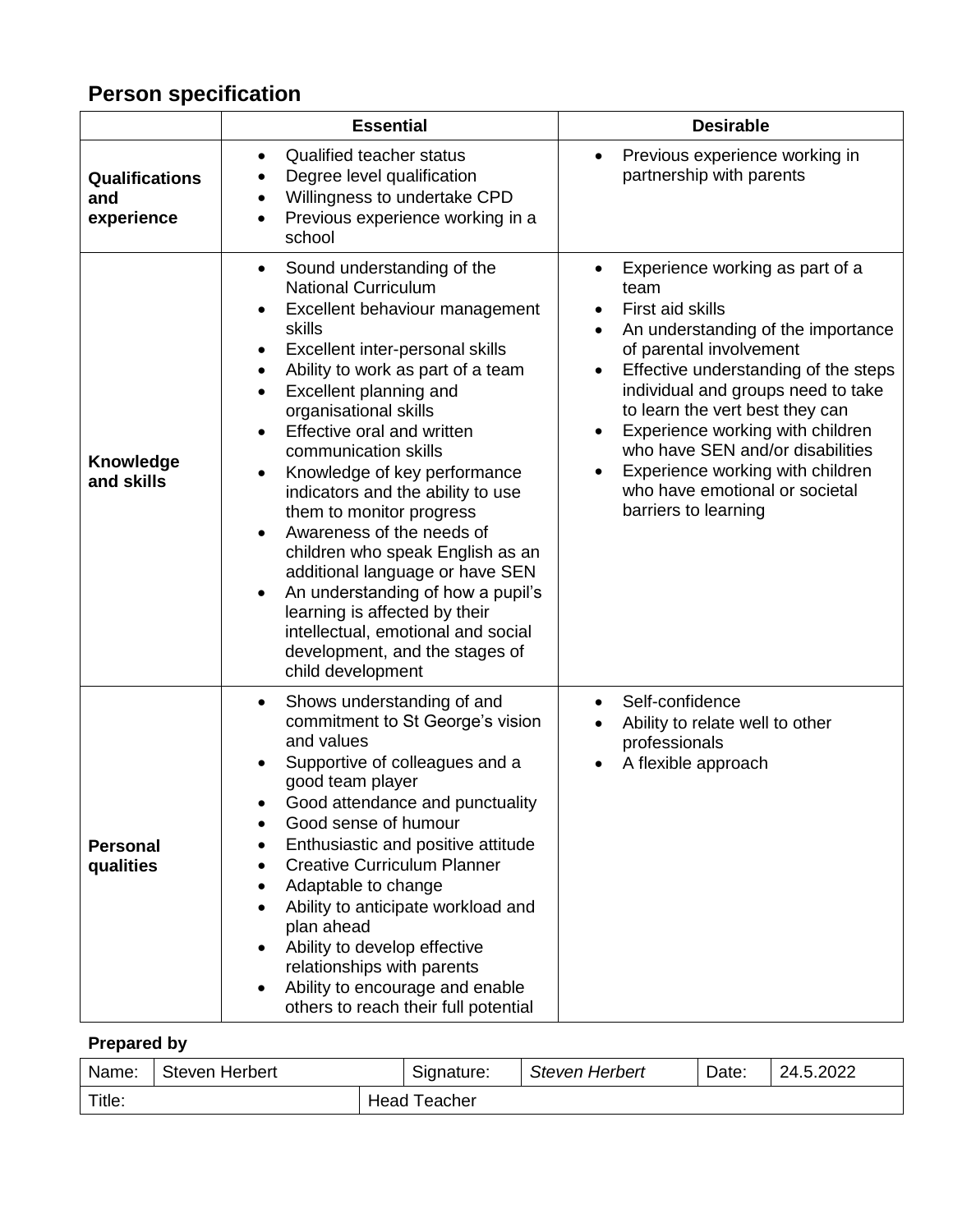## Person specification

| | Essential | Desirable |
|---|---|---|
| **Qualifications and experience** | • Qualified teacher status<br>• Degree level qualification<br>• Willingness to undertake CPD<br>• Previous experience working in a school | • Previous experience working in partnership with parents |
| **Knowledge and skills** | • Sound understanding of the National Curriculum<br>• Excellent behaviour management skills<br>• Excellent inter-personal skills<br>• Ability to work as part of a team<br>• Excellent planning and organisational skills<br>• Effective oral and written communication skills<br>• Knowledge of key performance indicators and the ability to use them to monitor progress<br>• Awareness of the needs of children who speak English as an additional language or have SEN<br>• An understanding of how a pupil's learning is affected by their intellectual, emotional and social development, and the stages of child development | • Experience working as part of a team<br>• First aid skills<br>• An understanding of the importance of parental involvement<br>• Effective understanding of the steps individual and groups need to take to learn the vert best they can<br>• Experience working with children who have SEN and/or disabilities<br>• Experience working with children who have emotional or societal barriers to learning |
| **Personal qualities** | • Shows understanding of and commitment to St George's vision and values<br>• Supportive of colleagues and a good team player<br>• Good attendance and punctuality<br>• Good sense of humour<br>• Enthusiastic and positive attitude<br>• Creative Curriculum Planner<br>• Adaptable to change<br>• Ability to anticipate workload and plan ahead<br>• Ability to develop effective relationships with parents<br>• Ability to encourage and enable others to reach their full potential | • Self-confidence<br>• Ability to relate well to other professionals<br>• A flexible approach |

**Prepared by**

| | | | | | |
|---|---|---|---|---|---|
| Name: | Steven Herbert | Signature: | *Steven Herbert* | Date: | 24.5.2022 |
| Title: | Head Teacher | | | | |